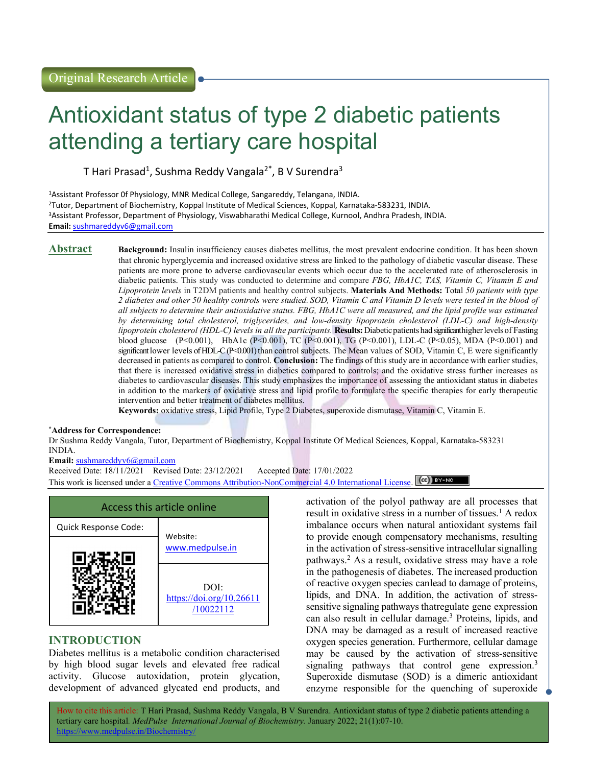Original Research Article

# Antioxidant status of type 2 diabetic patients attending a tertiary care hospital

T Hari Prasad[1], Sushma Reddy Vangala[2*], B V Surendra[3]

[1]Assistant Professor 0f Physiology, MNR Medical College, Sangareddy, Telangana, INDIA.
[2]Tutor, Department of Biochemistry, Koppal Institute of Medical Sciences, Koppal, Karnataka-583231, INDIA.
[3]Assistant Professor, Department of Physiology, Viswabharathi Medical College, Kurnool, Andhra Pradesh, INDIA.
**Email:** sushmareddyv6@gmail.com

## Abstract

**Background:** Insulin insufficiency causes diabetes mellitus, the most prevalent endocrine condition. It has been shown that chronic hyperglycemia and increased oxidative stress are linked to the pathology of diabetic vascular disease. These patients are more prone to adverse cardiovascular events which occur due to the accelerated rate of atherosclerosis in diabetic patients. This study was conducted to determine and compare *FBG, HbA1C, TAS, Vitamin C, Vitamin E and Lipoprotein levels* in T2DM patients and healthy control subjects. **Materials And Methods:** Total *50 patients with type 2 diabetes and other 50 healthy controls were studied. SOD, Vitamin C and Vitamin D levels were tested in the blood of all subjects to determine their antioxidative status. FBG, HbA1C were all measured, and the lipid profile was estimated by determining total cholesterol, triglycerides, and low-density lipoprotein cholesterol (LDL-C) and high-density lipoprotein cholesterol (HDL-C) levels in all the participants.* **Results:** Diabetic patients had significant higher levels of Fasting blood glucose ($P<0.001$), HbA1c ($P<0.001$), TC ($P<0.001$), TG ($P<0.001$), LDL-C ($P<0.05$), MDA ($P<0.001$) and significant lower levels of HDL-C ($P<0.001$) than control subjects. The Mean values of SOD, Vitamin C, E were significantly decreased in patients as compared to control. **Conclusion:** The findings of this study are in accordance with earlier studies, that there is increased oxidative stress in diabetics compared to controls; and the oxidative stress further increases as diabetes to cardiovascular diseases. This study emphasizes the importance of assessing the antioxidant status in diabetes in addition to the markers of oxidative stress and lipid profile to formulate the specific therapies for early therapeutic intervention and better treatment of diabetes mellitus.

**Keywords:** oxidative stress, Lipid Profile, Type 2 Diabetes, superoxide dismutase, Vitamin C, Vitamin E.

***Address for Correspondence:**
Dr Sushma Reddy Vangala, Tutor, Department of Biochemistry, Koppal Institute Of Medical Sciences, Koppal, Karnataka-583231 INDIA.
**Email:** sushmareddyv6@gmail.com
Received Date: 18/11/2021 Revised Date: 23/12/2021 Accepted Date: 17/01/2022
This work is licensed under a Creative Commons Attribution-NonCommercial 4.0 International License.

| Access this article online | |
|---|---|
| Quick Response Code: | Website: www.medpulse.in |
| | DOI: https://doi.org/10.26611/10022112 |

## INTRODUCTION

Diabetes mellitus is a metabolic condition characterised by high blood sugar levels and elevated free radical activity. Glucose autoxidation, protein glycation, development of advanced glycated end products, and activation of the polyol pathway are all processes that result in oxidative stress in a number of tissues.[1] A redox imbalance occurs when natural antioxidant systems fail to provide enough compensatory mechanisms, resulting in the activation of stress-sensitive intracellular signalling pathways.[2] As a result, oxidative stress may have a role in the pathogenesis of diabetes. The increased production of reactive oxygen species canlead to damage of proteins, lipids, and DNA. In addition, the activation of stress-sensitive signaling pathways thatregulate gene expression can also result in cellular damage.[3] Proteins, lipids, and DNA may be damaged as a result of increased reactive oxygen species generation. Furthermore, cellular damage may be caused by the activation of stress-sensitive signaling pathways that control gene expression.[3] Superoxide dismutase (SOD) is a dimeric antioxidant enzyme responsible for the quenching of superoxide

How to cite this article: T Hari Prasad, Sushma Reddy Vangala, B V Surendra. Antioxidant status of type 2 diabetic patients attending a tertiary care hospital. *MedPulse International Journal of Biochemistry.* January 2022; 21(1):07-10. https://www.medpulse.in/Biochemistry/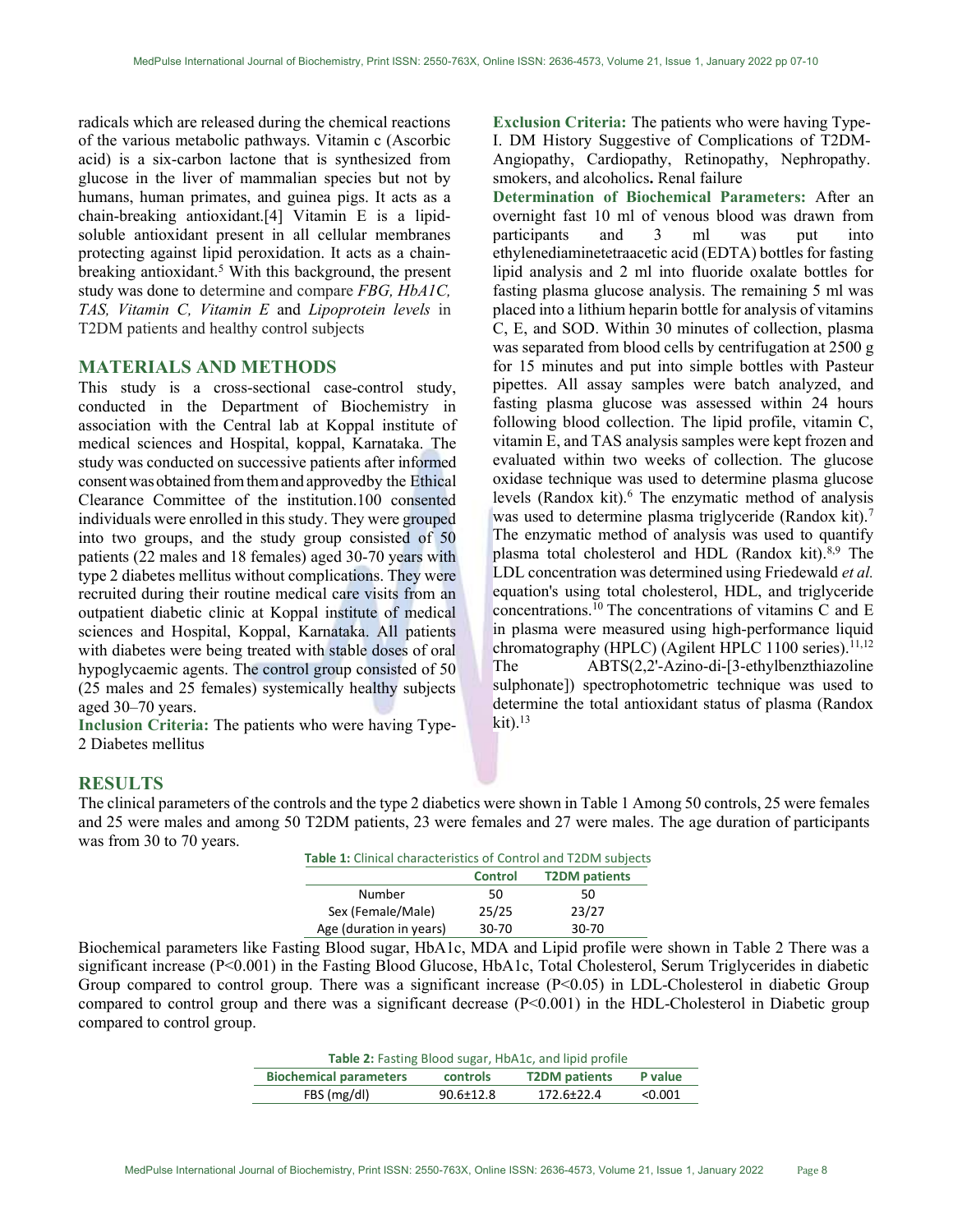radicals which are released during the chemical reactions of the various metabolic pathways. Vitamin c (Ascorbic acid) is a six-carbon lactone that is synthesized from glucose in the liver of mammalian species but not by humans, human primates, and guinea pigs. It acts as a chain-breaking antioxidant.[4] Vitamin E is a lipid-soluble antioxidant present in all cellular membranes protecting against lipid peroxidation. It acts as a chain-breaking antioxidant.[5] With this background, the present study was done to determine and compare *FBG, HbA1C, TAS, Vitamin C, Vitamin E* and *Lipoprotein levels* in T2DM patients and healthy control subjects

## MATERIALS AND METHODS

This study is a cross-sectional case-control study, conducted in the Department of Biochemistry in association with the Central lab at Koppal institute of medical sciences and Hospital, koppal, Karnataka. The study was conducted on successive patients after informed consent was obtained from them and approvedby the Ethical Clearance Committee of the institution.100 consented individuals were enrolled in this study. They were grouped into two groups, and the study group consisted of 50 patients (22 males and 18 females) aged 30-70 years with type 2 diabetes mellitus without complications. They were recruited during their routine medical care visits from an outpatient diabetic clinic at Koppal institute of medical sciences and Hospital, Koppal, Karnataka. All patients with diabetes were being treated with stable doses of oral hypoglycaemic agents. The control group consisted of 50 (25 males and 25 females) systemically healthy subjects aged 30–70 years.

**Inclusion Criteria:** The patients who were having Type-2 Diabetes mellitus

**Exclusion Criteria:** The patients who were having Type-I. DM History Suggestive of Complications of T2DM-Angiopathy, Cardiopathy, Retinopathy, Nephropathy. smokers, and alcoholics**.** Renal failure

**Determination of Biochemical Parameters:** After an overnight fast 10 ml of venous blood was drawn from participants and 3 ml was put into ethylenediaminetetraacetic acid (EDTA) bottles for fasting lipid analysis and 2 ml into fluoride oxalate bottles for fasting plasma glucose analysis. The remaining 5 ml was placed into a lithium heparin bottle for analysis of vitamins C, E, and SOD. Within 30 minutes of collection, plasma was separated from blood cells by centrifugation at 2500 g for 15 minutes and put into simple bottles with Pasteur pipettes. All assay samples were batch analyzed, and fasting plasma glucose was assessed within 24 hours following blood collection. The lipid profile, vitamin C, vitamin E, and TAS analysis samples were kept frozen and evaluated within two weeks of collection. The glucose oxidase technique was used to determine plasma glucose levels (Randox kit).[6] The enzymatic method of analysis was used to determine plasma triglyceride (Randox kit).[7] The enzymatic method of analysis was used to quantify plasma total cholesterol and HDL (Randox kit).[8,9] The LDL concentration was determined using Friedewald *et al.* equation's using total cholesterol, HDL, and triglyceride concentrations.[10] The concentrations of vitamins C and E in plasma were measured using high-performance liquid chromatography (HPLC) (Agilent HPLC 1100 series).[11,12] The ABTS(2,2'-Azino-di-[3-ethylbenzthiazoline sulphonate]) spectrophotometric technique was used to determine the total antioxidant status of plasma (Randox kit).[13]

## RESULTS

The clinical parameters of the controls and the type 2 diabetics were shown in Table 1 Among 50 controls, 25 were females and 25 were males and among 50 T2DM patients, 23 were females and 27 were males. The age duration of participants was from 30 to 70 years.

**Table 1:** Clinical characteristics of Control and T2DM subjects

| | Control | T2DM patients |
|---|---|---|
| Number | 50 | 50 |
| Sex (Female/Male) | 25/25 | 23/27 |
| Age (duration in years) | 30-70 | 30-70 |

Biochemical parameters like Fasting Blood sugar, HbA1c, MDA and Lipid profile were shown in Table 2 There was a significant increase (P<0.001) in the Fasting Blood Glucose, HbA1c, Total Cholesterol, Serum Triglycerides in diabetic Group compared to control group. There was a significant increase (P<0.05) in LDL-Cholesterol in diabetic Group compared to control group and there was a significant decrease (P<0.001) in the HDL-Cholesterol in Diabetic group compared to control group.

**Table 2:** Fasting Blood sugar, HbA1c, and lipid profile

| Biochemical parameters | controls | T2DM patients | P value |
|---|---|---|---|
| FBS (mg/dl) | 90.6±12.8 | 172.6±22.4 | <0.001 |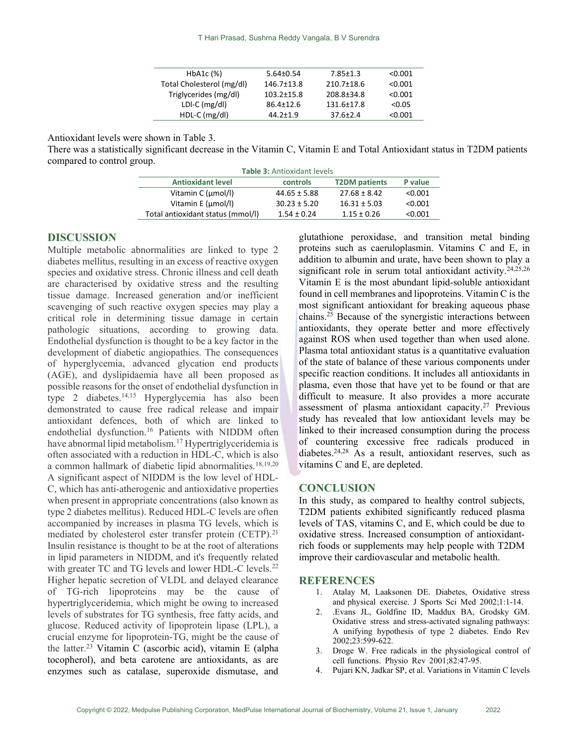| HbA1c (%) | 5.64±0.54 | 7.85±1.3 | <0.001 |
|---|---|---|---|
| Total Cholesterol (mg/dl) | 146.7±13.8 | 210.7±18.6 | <0.001 |
| Triglycerides (mg/dl) | 103.2±15.8 | 208.8±34.8 | <0.001 |
| LDl-C (mg/dl) | 86.4±12.6 | 131.6±17.8 | <0.05 |
| HDL-C (mg/dl) | 44.2±1.9 | 37.6±2.4 | <0.001 |

Antioxidant levels were shown in Table 3.

There was a statistically significant decrease in the Vitamin C, Vitamin E and Total Antioxidant status in T2DM patients compared to control group.

**Table 3:** Antioxidant levels

| Antioxidant level | controls | T2DM patients | P value |
|---|---|---|---|
| Vitamin C (μmol/l) | 44.65 ± 5.88 | 27.68 ± 8.42 | <0.001 |
| Vitamin E (μmol/l) | 30.23 ± 5.20 | 16.31 ± 5.03 | <0.001 |
| Total antioxidant status (mmol/l) | 1.54 ± 0.24 | 1.15 ± 0.26 | <0.001 |

## DISCUSSION

Multiple metabolic abnormalities are linked to type 2 diabetes mellitus, resulting in an excess of reactive oxygen species and oxidative stress. Chronic illness and cell death are characterised by oxidative stress and the resulting tissue damage. Increased generation and/or inefficient scavenging of such reactive oxygen species may play a critical role in determining tissue damage in certain pathologic situations, according to growing data. Endothelial dysfunction is thought to be a key factor in the development of diabetic angiopathies. The consequences of hyperglycemia, advanced glycation end products (AGE), and dyslipidaemia have all been proposed as possible reasons for the onset of endothelial dysfunction in type 2 diabetes.[14,15] Hyperglycemia has also been demonstrated to cause free radical release and impair antioxidant defences, both of which are linked to endothelial dysfunction.[16] Patients with NIDDM often have abnormal lipid metabolism.[17] Hypertriglyceridemia is often associated with a reduction in HDL-C, which is also a common hallmark of diabetic lipid abnormalities.[18,19,20] A significant aspect of NIDDM is the low level of HDL-C, which has anti-atherogenic and antioxidative properties when present in appropriate concentrations (also known as type 2 diabetes mellitus). Reduced HDL-C levels are often accompanied by increases in plasma TG levels, which is mediated by cholesterol ester transfer protein (CETP).[21] Insulin resistance is thought to be at the root of alterations in lipid parameters in NIDDM, and it's frequently related with greater TC and TG levels and lower HDL-C levels.[22] Higher hepatic secretion of VLDL and delayed clearance of TG-rich lipoproteins may be the cause of hypertriglyceridemia, which might be owing to increased levels of substrates for TG synthesis, free fatty acids, and glucose. Reduced activity of lipoprotein lipase (LPL), a crucial enzyme for lipoprotein-TG, might be the cause of the latter.[23] Vitamin C (ascorbic acid), vitamin E (alpha tocopherol), and beta carotene are antioxidants, as are enzymes such as catalase, superoxide dismutase, and glutathione peroxidase, and transition metal binding proteins such as caeruloplasmin. Vitamins C and E, in addition to albumin and urate, have been shown to play a significant role in serum total antioxidant activity.[24,25,26] Vitamin E is the most abundant lipid-soluble antioxidant found in cell membranes and lipoproteins. Vitamin C is the most significant antioxidant for breaking aqueous phase chains.[25] Because of the synergistic interactions between antioxidants, they operate better and more effectively against ROS when used together than when used alone. Plasma total antioxidant status is a quantitative evaluation of the state of balance of these various components under specific reaction conditions. It includes all antioxidants in plasma, even those that have yet to be found or that are difficult to measure. It also provides a more accurate assessment of plasma antioxidant capacity.[27] Previous study has revealed that low antioxidant levels may be linked to their increased consumption during the process of countering excessive free radicals produced in diabetes.[24,28] As a result, antioxidant reserves, such as vitamins C and E, are depleted.

## CONCLUSION

In this study, as compared to healthy control subjects, T2DM patients exhibited significantly reduced plasma levels of TAS, vitamins C, and E, which could be due to oxidative stress. Increased consumption of antioxidant-rich foods or supplements may help people with T2DM improve their cardiovascular and metabolic health.

## REFERENCES

1. Atalay M, Laaksonen DE. Diabetes, Oxidative stress and physical exercise. J Sports Sci Med 2002;1:1-14.
2. .Evans JL, Goldfine ID, Maddux BA, Grodsky GM. Oxidative stress and stress-activated signaling pathways: A unifying hypothesis of type 2 diabetes. Endo Rev 2002;23:599-622.
3. Droge W. Free radicals in the physiological control of cell functions. Physio Rev 2001;82:47-95.
4. Pujari KN, Jadkar SP, et al. Variations in Vitamin C levels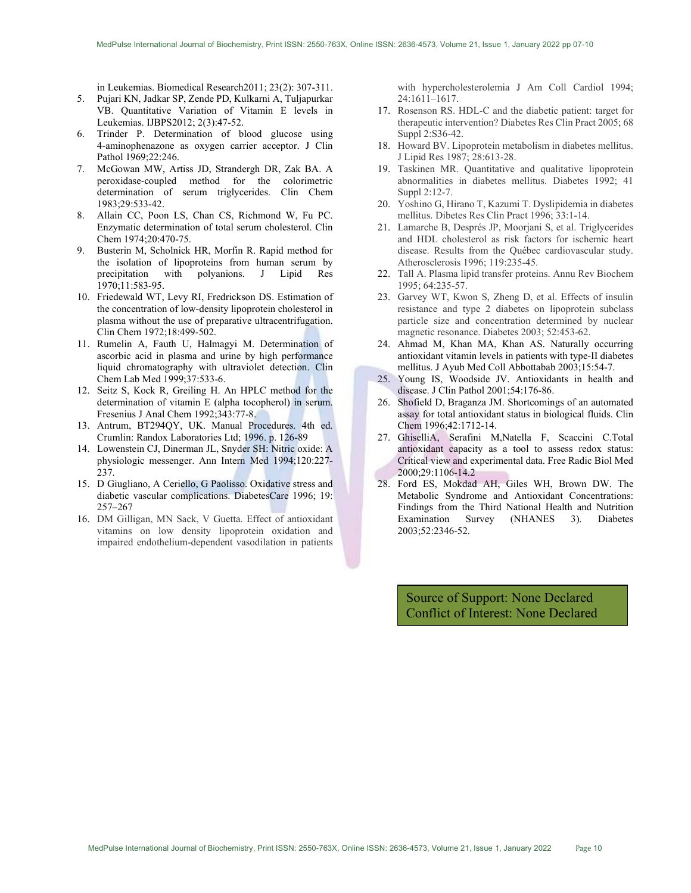in Leukemias. Biomedical Research2011; 23(2): 307-311.

5. Pujari KN, Jadkar SP, Zende PD, Kulkarni A, Tuljapurkar VB. Quantitative Variation of Vitamin E levels in Leukemias. IJBPS2012; 2(3):47-52.
6. Trinder P. Determination of blood glucose using 4-aminophenazone as oxygen carrier acceptor. J Clin Pathol 1969;22:246.
7. McGowan MW, Artiss JD, Strandergh DR, Zak BA. A peroxidase-coupled method for the colorimetric determination of serum triglycerides. Clin Chem 1983;29:533-42.
8. Allain CC, Poon LS, Chan CS, Richmond W, Fu PC. Enzymatic determination of total serum cholesterol. Clin Chem 1974;20:470-75.
9. Busterin M, Scholnick HR, Morfin R. Rapid method for the isolation of lipoproteins from human serum by precipitation with polyanions. J Lipid Res 1970;11:583-95.
10. Friedewald WT, Levy RI, Fredrickson DS. Estimation of the concentration of low-density lipoprotein cholesterol in plasma without the use of preparative ultracentrifugation. Clin Chem 1972;18:499-502.
11. Rumelin A, Fauth U, Halmagyi M. Determination of ascorbic acid in plasma and urine by high performance liquid chromatography with ultraviolet detection. Clin Chem Lab Med 1999;37:533-6.
12. Seitz S, Kock R, Greiling H. An HPLC method for the determination of vitamin E (alpha tocopherol) in serum. Fresenius J Anal Chem 1992;343:77-8.
13. Antrum, BT294QY, UK. Manual Procedures. 4th ed. Crumlin: Randox Laboratories Ltd; 1996. p. 126-89
14. Lowenstein CJ, Dinerman JL, Snyder SH: Nitric oxide: A physiologic messenger. Ann Intern Med 1994;120:227-237.
15. D Giugliano, A Ceriello, G Paolisso. Oxidative stress and diabetic vascular complications. DiabetesCare 1996; 19: 257–267
16. DM Gilligan, MN Sack, V Guetta. Effect of antioxidant vitamins on low density lipoprotein oxidation and impaired endothelium-dependent vasodilation in patients with hypercholesterolemia J Am Coll Cardiol 1994; 24:1611–1617.
17. Rosenson RS. HDL-C and the diabetic patient: target for therapeutic intervention? Diabetes Res Clin Pract 2005; 68 Suppl 2:S36-42.
18. Howard BV. Lipoprotein metabolism in diabetes mellitus. J Lipid Res 1987; 28:613-28.
19. Taskinen MR. Quantitative and qualitative lipoprotein abnormalities in diabetes mellitus. Diabetes 1992; 41 Suppl 2:12-7.
20. Yoshino G, Hirano T, Kazumi T. Dyslipidemia in diabetes mellitus. Dibetes Res Clin Pract 1996; 33:1-14.
21. Lamarche B, Després JP, Moorjani S, et al. Triglycerides and HDL cholesterol as risk factors for ischemic heart disease. Results from the Québec cardiovascular study. Atherosclerosis 1996; 119:235-45.
22. Tall A. Plasma lipid transfer proteins. Annu Rev Biochem 1995; 64:235-57.
23. Garvey WT, Kwon S, Zheng D, et al. Effects of insulin resistance and type 2 diabetes on lipoprotein subclass particle size and concentration determined by nuclear magnetic resonance. Diabetes 2003; 52:453-62.
24. Ahmad M, Khan MA, Khan AS. Naturally occurring antioxidant vitamin levels in patients with type-II diabetes mellitus. J Ayub Med Coll Abbottabab 2003;15:54-7.
25. Young IS, Woodside JV. Antioxidants in health and disease. J Clin Pathol 2001;54:176-86.
26. Shofield D, Braganza JM. Shortcomings of an automated assay for total antioxidant status in biological fluids. Clin Chem 1996;42:1712-14.
27. GhiselliA, Serafini M,Natella F, Scaccini C.Total antioxidant capacity as a tool to assess redox status: Critical view and experimental data. Free Radic Biol Med 2000;29:1106-14.2
28. Ford ES, Mokdad AH, Giles WH, Brown DW. The Metabolic Syndrome and Antioxidant Concentrations: Findings from the Third National Health and Nutrition Examination Survey (NHANES 3). Diabetes 2003;52:2346-52.

Source of Support: None Declared
Conflict of Interest: None Declared